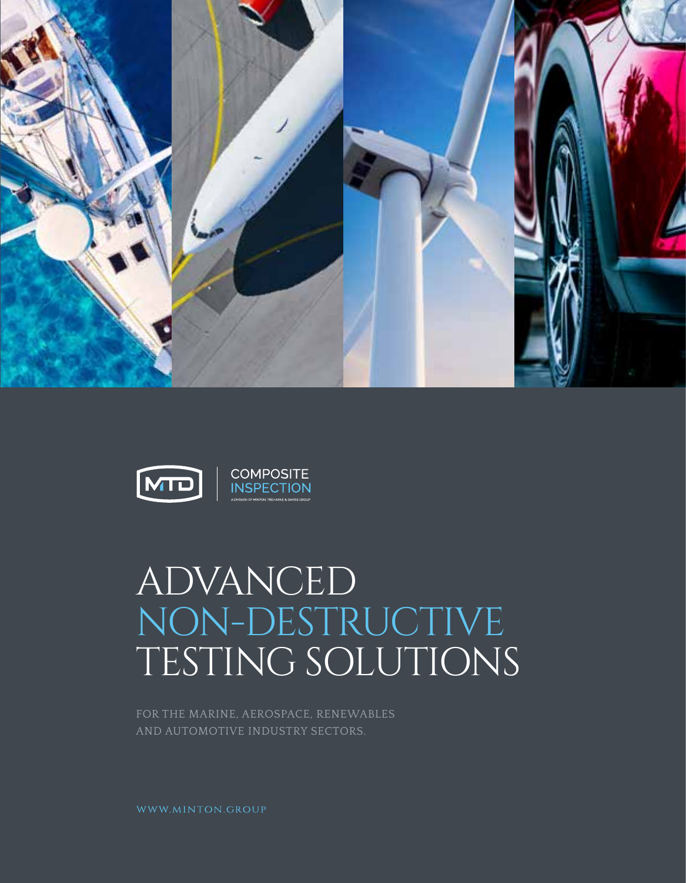MTD | COMPOSITE INSPECTION

A DIVISION OF MINTON, TREHARNE & DAVIES GROUP

# ADVANCED NON-DESTRUCTIVE TESTING SOLUTIONS

FOR THE MARINE, AEROSPACE, RENEWABLES AND AUTOMOTIVE INDUSTRY SECTORS.

WWW.MINTON.GROUP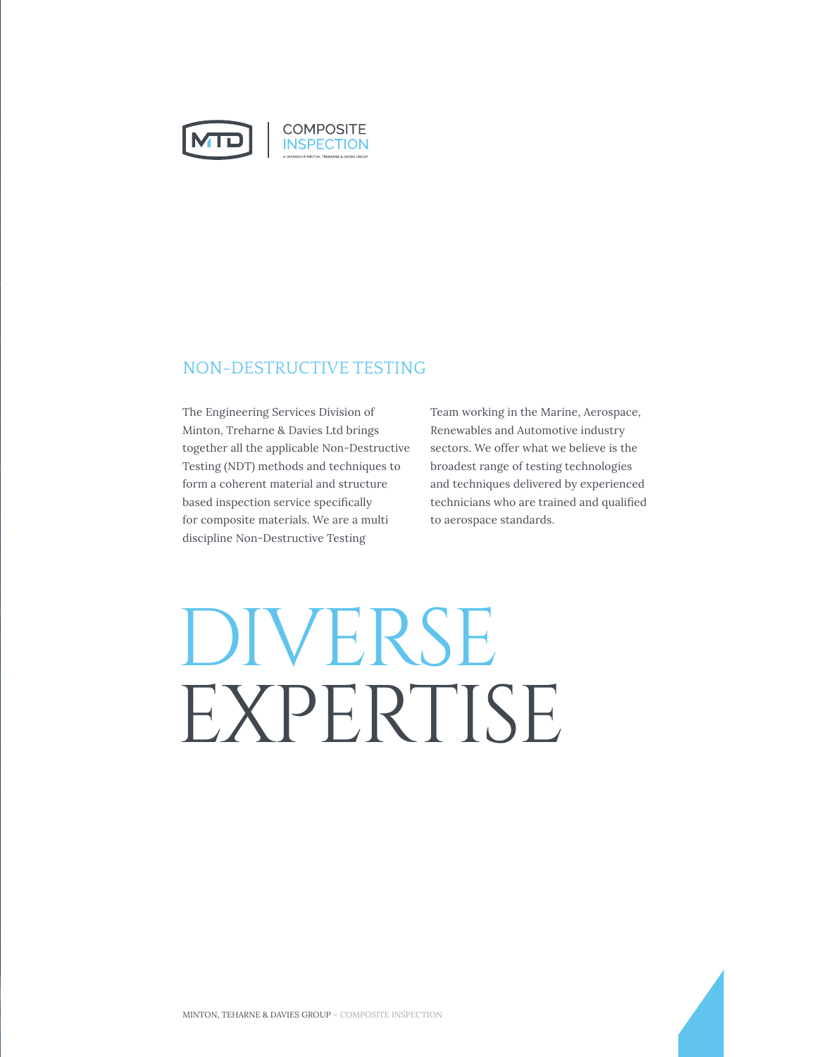COMPOSITE
INSPECTION
A DIVISION OF MINTON, TREHARNE & DAVIES GROUP

## NON-DESTRUCTIVE TESTING

The Engineering Services Division of Minton, Treharne & Davies Ltd brings together all the applicable Non-Destructive Testing (NDT) methods and techniques to form a coherent material and structure based inspection service specifically for composite materials. We are a multi discipline Non-Destructive Testing Team working in the Marine, Aerospace, Renewables and Automotive industry sectors. We offer what we believe is the broadest range of testing technologies and techniques delivered by experienced technicians who are trained and qualified to aerospace standards.

# DIVERSE EXPERTISE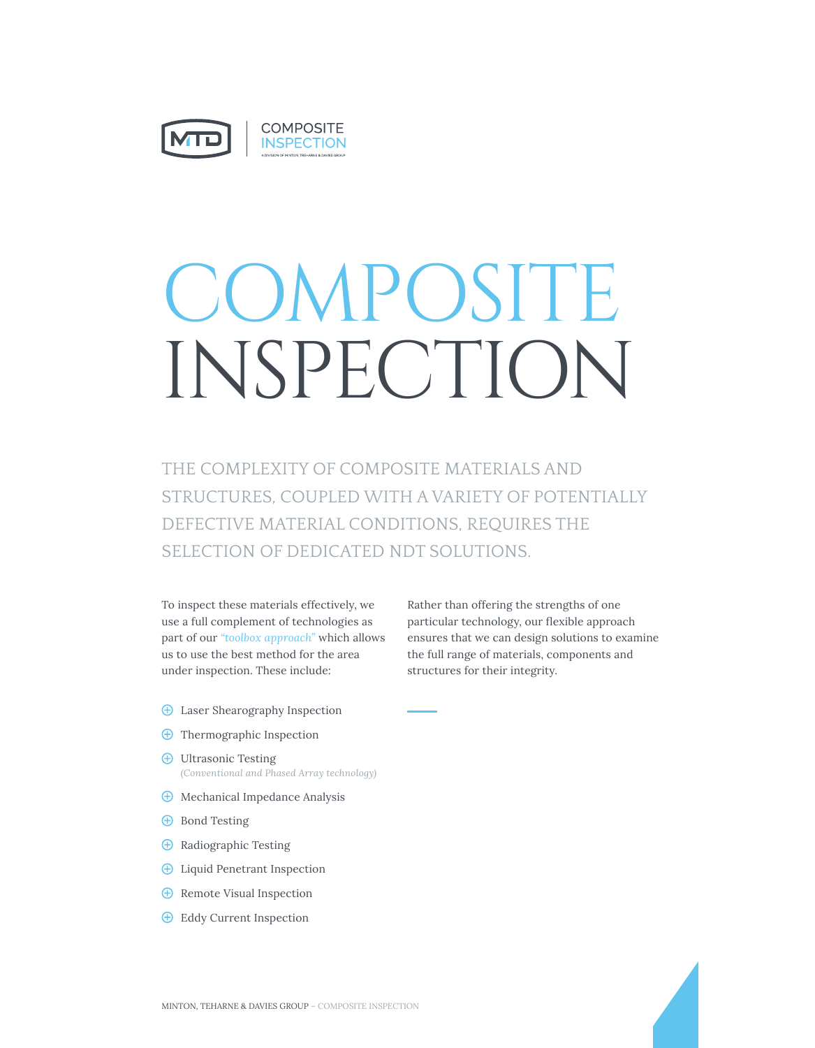COMPOSITE
INSPECTION
A DIVISION OF MINTON, TEHARNE & DAVIES GROUP

# COMPOSITE INSPECTION

## THE COMPLEXITY OF COMPOSITE MATERIALS AND STRUCTURES, COUPLED WITH A VARIETY OF POTENTIALLY DEFECTIVE MATERIAL CONDITIONS, REQUIRES THE SELECTION OF DEDICATED NDT SOLUTIONS.

To inspect these materials effectively, we use a full complement of technologies as part of our *"toolbox approach"* which allows us to use the best method for the area under inspection. These include:

- Laser Shearography Inspection
- Thermographic Inspection
- Ultrasonic Testing
  *(Conventional and Phased Array technology)*
- Mechanical Impedance Analysis
- Bond Testing
- Radiographic Testing
- Liquid Penetrant Inspection
- Remote Visual Inspection
- Eddy Current Inspection

Rather than offering the strengths of one particular technology, our flexible approach ensures that we can design solutions to examine the full range of materials, components and structures for their integrity.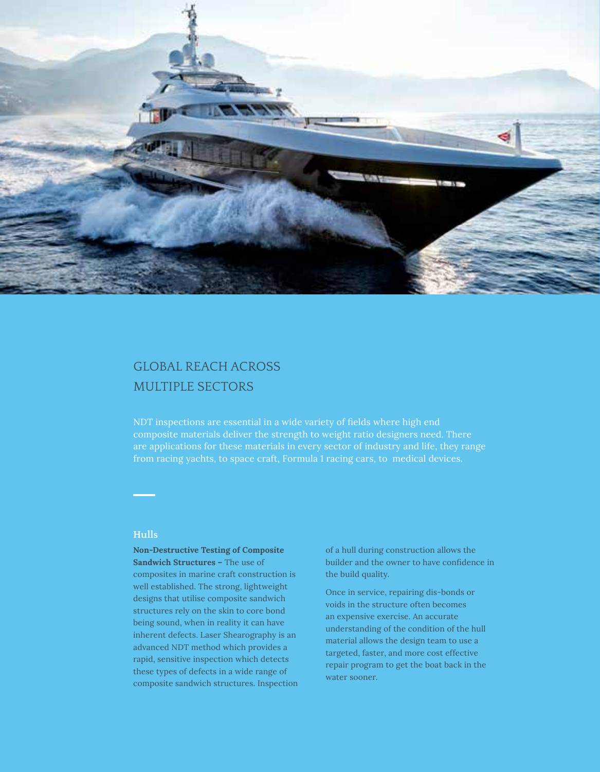## GLOBAL REACH ACROSS MULTIPLE SECTORS

NDT inspections are essential in a wide variety of fields where high end composite materials deliver the strength to weight ratio designers need. There are applications for these materials in every sector of industry and life, they range from racing yachts, to space craft, Formula 1 racing cars, to medical devices.

### Hulls

**Non-Destructive Testing of Composite Sandwich Structures –** The use of composites in marine craft construction is well established. The strong, lightweight designs that utilise composite sandwich structures rely on the skin to core bond being sound, when in reality it can have inherent defects. Laser Shearography is an advanced NDT method which provides a rapid, sensitive inspection which detects these types of defects in a wide range of composite sandwich structures. Inspection of a hull during construction allows the builder and the owner to have confidence in the build quality.

Once in service, repairing dis-bonds or voids in the structure often becomes an expensive exercise. An accurate understanding of the condition of the hull material allows the design team to use a targeted, faster, and more cost effective repair program to get the boat back in the water sooner.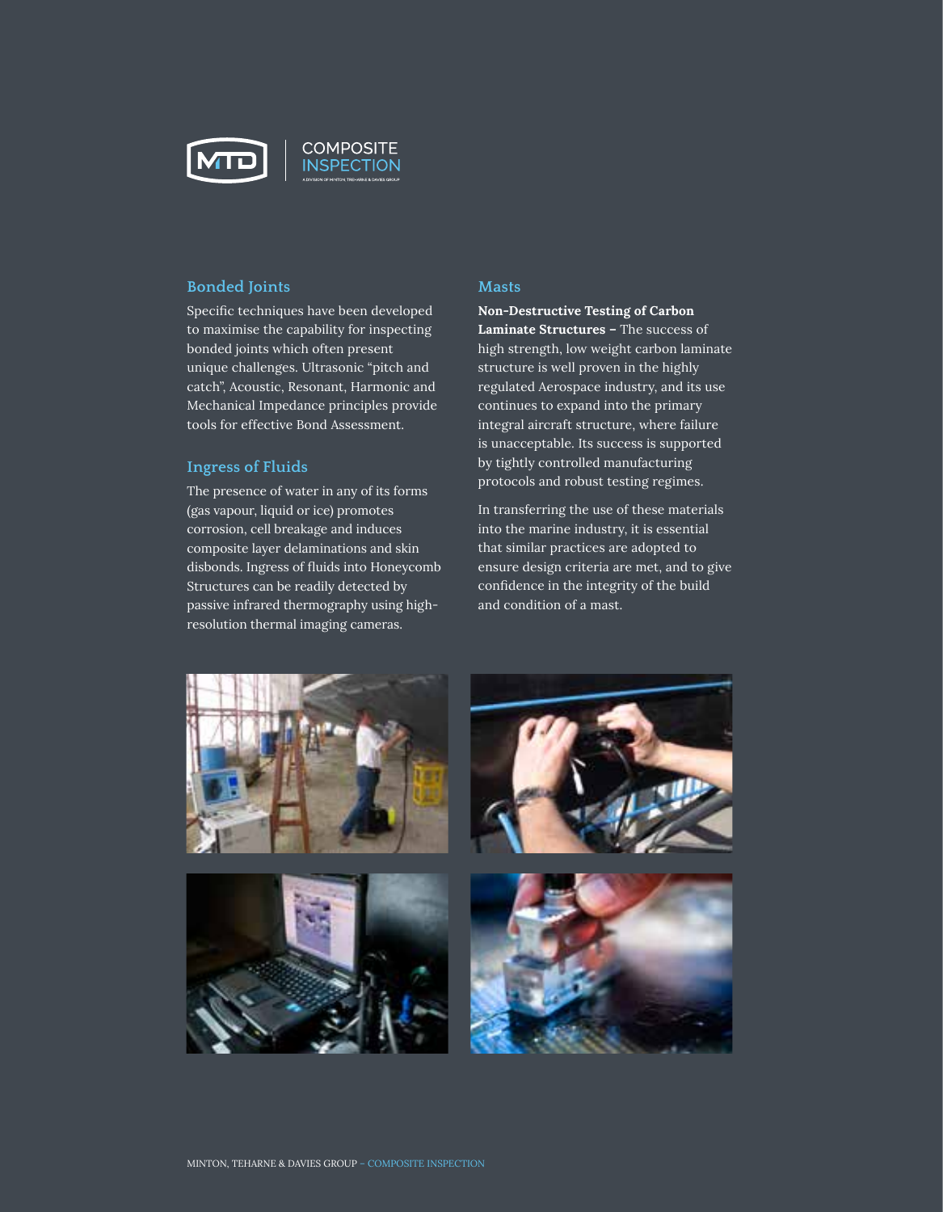## Bonded Joints

Specific techniques have been developed to maximise the capability for inspecting bonded joints which often present unique challenges. Ultrasonic "pitch and catch", Acoustic, Resonant, Harmonic and Mechanical Impedance principles provide tools for effective Bond Assessment.

## Ingress of Fluids

The presence of water in any of its forms (gas vapour, liquid or ice) promotes corrosion, cell breakage and induces composite layer delaminations and skin disbonds. Ingress of fluids into Honeycomb Structures can be readily detected by passive infrared thermography using high-resolution thermal imaging cameras.

## Masts

**Non-Destructive Testing of Carbon Laminate Structures –** The success of high strength, low weight carbon laminate structure is well proven in the highly regulated Aerospace industry, and its use continues to expand into the primary integral aircraft structure, where failure is unacceptable. Its success is supported by tightly controlled manufacturing protocols and robust testing regimes.

In transferring the use of these materials into the marine industry, it is essential that similar practices are adopted to ensure design criteria are met, and to give confidence in the integrity of the build and condition of a mast.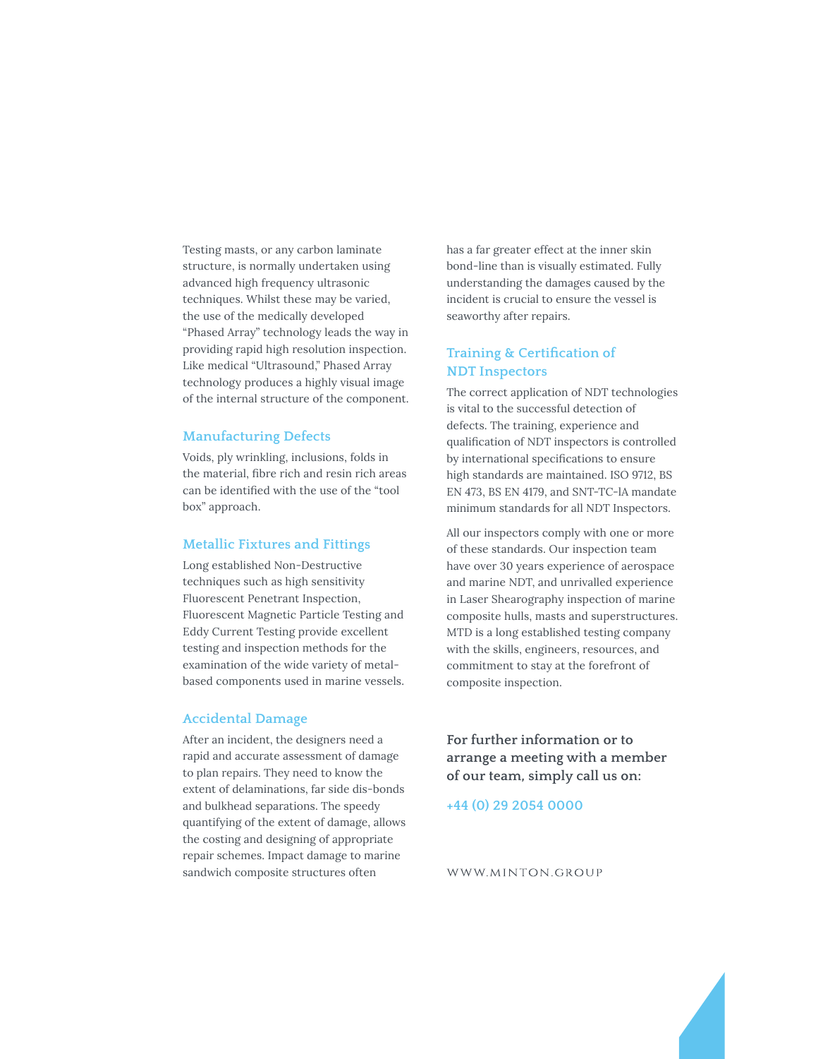Testing masts, or any carbon laminate structure, is normally undertaken using advanced high frequency ultrasonic techniques. Whilst these may be varied, the use of the medically developed "Phased Array" technology leads the way in providing rapid high resolution inspection. Like medical "Ultrasound," Phased Array technology produces a highly visual image of the internal structure of the component.

## Manufacturing Defects

Voids, ply wrinkling, inclusions, folds in the material, fibre rich and resin rich areas can be identified with the use of the "tool box" approach.

## Metallic Fixtures and Fittings

Long established Non-Destructive techniques such as high sensitivity Fluorescent Penetrant Inspection, Fluorescent Magnetic Particle Testing and Eddy Current Testing provide excellent testing and inspection methods for the examination of the wide variety of metal-based components used in marine vessels.

## Accidental Damage

After an incident, the designers need a rapid and accurate assessment of damage to plan repairs. They need to know the extent of delaminations, far side dis-bonds and bulkhead separations. The speedy quantifying of the extent of damage, allows the costing and designing of appropriate repair schemes. Impact damage to marine sandwich composite structures often has a far greater effect at the inner skin bond-line than is visually estimated. Fully understanding the damages caused by the incident is crucial to ensure the vessel is seaworthy after repairs.

## Training & Certification of NDT Inspectors

The correct application of NDT technologies is vital to the successful detection of defects. The training, experience and qualification of NDT inspectors is controlled by international specifications to ensure high standards are maintained. ISO 9712, BS EN 473, BS EN 4179, and SNT-TC-lA mandate minimum standards for all NDT Inspectors.

All our inspectors comply with one or more of these standards. Our inspection team have over 30 years experience of aerospace and marine NDT, and unrivalled experience in Laser Shearography inspection of marine composite hulls, masts and superstructures. MTD is a long established testing company with the skills, engineers, resources, and commitment to stay at the forefront of composite inspection.

**For further information or to arrange a meeting with a member of our team, simply call us on:**

+44 (0) 29 2054 0000

WWW.MINTON.GROUP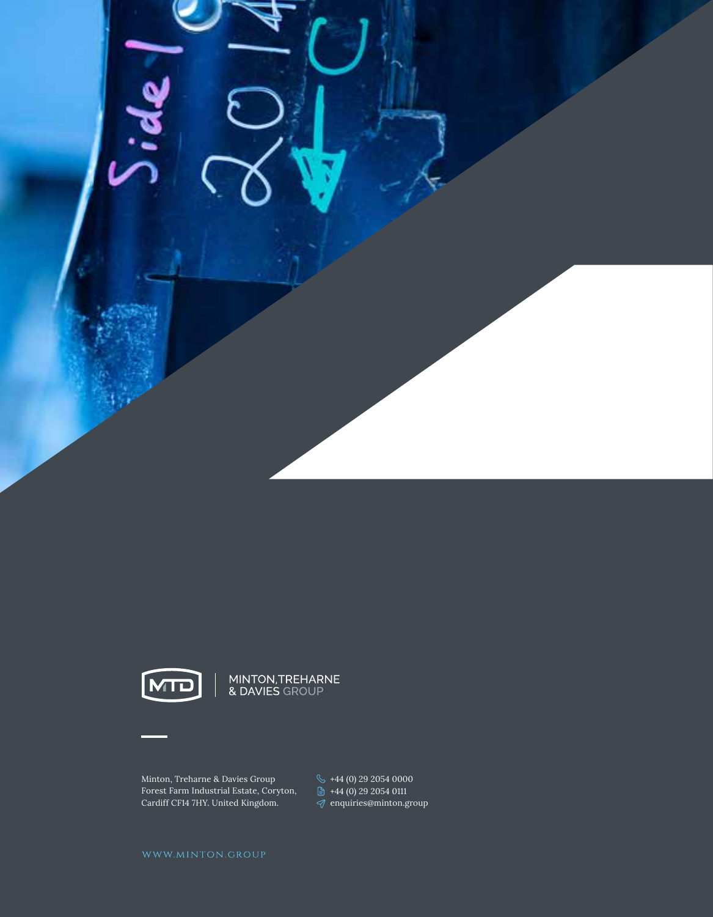MINTON, TREHARNE & DAVIES GROUP

Minton, Treharne & Davies Group
Forest Farm Industrial Estate, Coryton,
Cardiff CF14 7HY. United Kingdom.

+44 (0) 29 2054 0000
+44 (0) 29 2054 0111
enquiries@minton.group

WWW.MINTON.GROUP